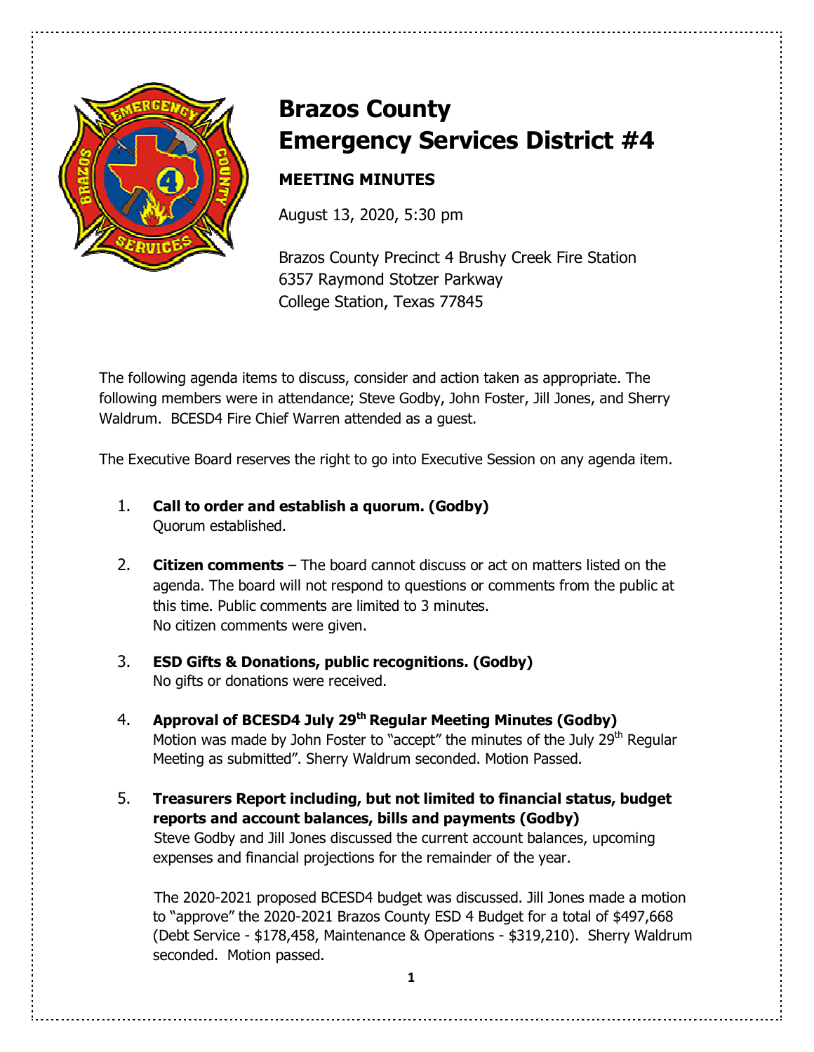# Brazos County Emergency Services District #4

## MEETING MINUTES

August 13, 2020, 5:30 pm

Brazos County Precinct 4 Brushy Creek Fire Station
6357 Raymond Stotzer Parkway
College Station, Texas 77845

The following agenda items to discuss, consider and action taken as appropriate. The following members were in attendance; Steve Godby, John Foster, Jill Jones, and Sherry Waldrum. BCESD4 Fire Chief Warren attended as a guest.

The Executive Board reserves the right to go into Executive Session on any agenda item.

1. **Call to order and establish a quorum. (Godby)**
   Quorum established.

2. **Citizen comments** – The board cannot discuss or act on matters listed on the agenda. The board will not respond to questions or comments from the public at this time. Public comments are limited to 3 minutes.
   No citizen comments were given.

3. **ESD Gifts & Donations, public recognitions. (Godby)**
   No gifts or donations were received.

4. **Approval of BCESD4 July 29th Regular Meeting Minutes (Godby)**
   Motion was made by John Foster to "accept" the minutes of the July 29th Regular Meeting as submitted". Sherry Waldrum seconded. Motion Passed.

5. **Treasurers Report including, but not limited to financial status, budget reports and account balances, bills and payments (Godby)**
   Steve Godby and Jill Jones discussed the current account balances, upcoming expenses and financial projections for the remainder of the year.

   The 2020-2021 proposed BCESD4 budget was discussed. Jill Jones made a motion to "approve" the 2020-2021 Brazos County ESD 4 Budget for a total of $497,668 (Debt Service - $178,458, Maintenance & Operations - $319,210). Sherry Waldrum seconded. Motion passed.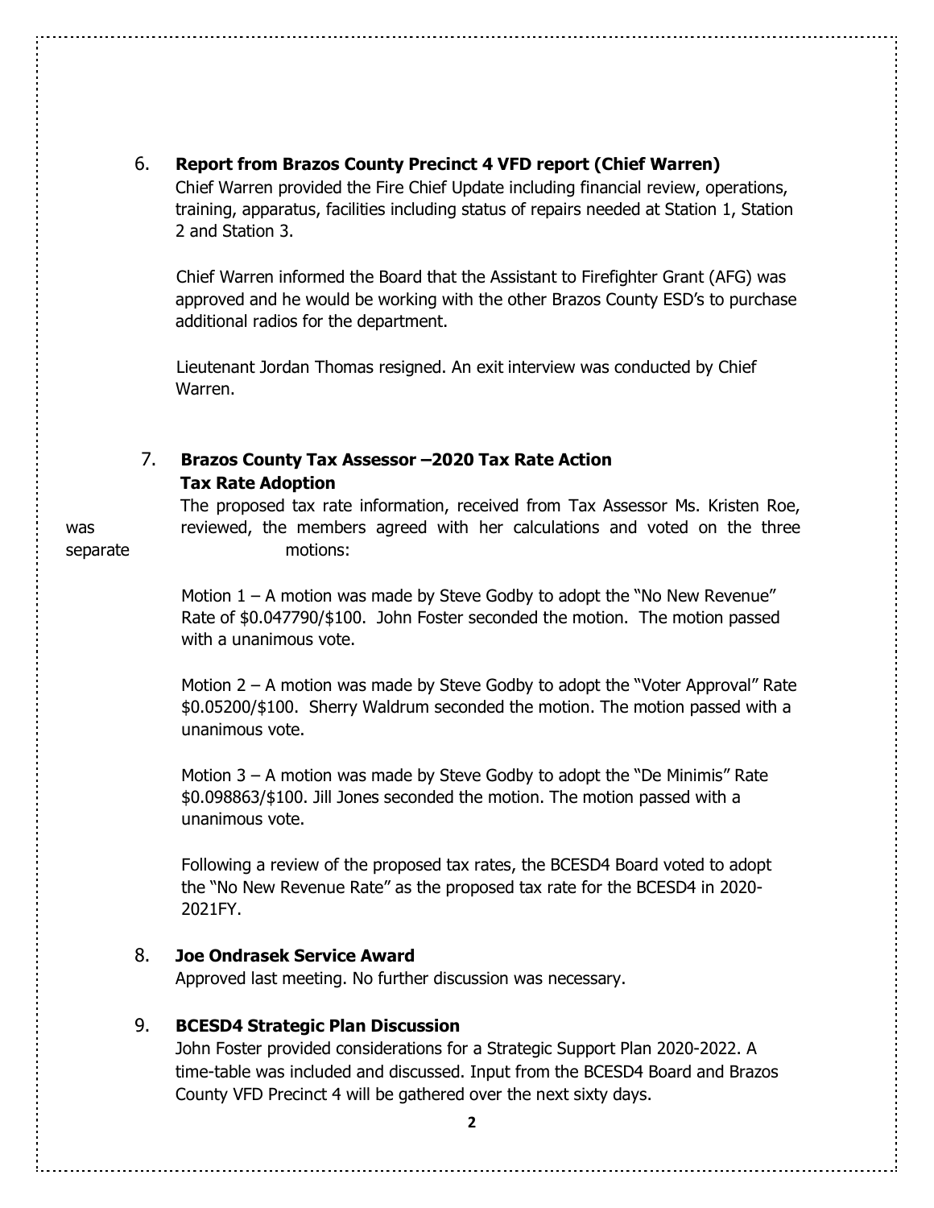6. **Report from Brazos County Precinct 4 VFD report (Chief Warren)**

   Chief Warren provided the Fire Chief Update including financial review, operations, training, apparatus, facilities including status of repairs needed at Station 1, Station 2 and Station 3.

   Chief Warren informed the Board that the Assistant to Firefighter Grant (AFG) was approved and he would be working with the other Brazos County ESD's to purchase additional radios for the department.

   Lieutenant Jordan Thomas resigned. An exit interview was conducted by Chief Warren.

7. **Brazos County Tax Assessor –2020 Tax Rate Action**
   **Tax Rate Adoption**

   The proposed tax rate information, received from Tax Assessor Ms. Kristen Roe, was reviewed, the members agreed with her calculations and voted on the three separate motions:

   Motion 1 – A motion was made by Steve Godby to adopt the "No New Revenue" Rate of \$0.047790/\$100. John Foster seconded the motion. The motion passed with a unanimous vote.

   Motion 2 – A motion was made by Steve Godby to adopt the "Voter Approval" Rate \$0.05200/\$100. Sherry Waldrum seconded the motion. The motion passed with a unanimous vote.

   Motion 3 – A motion was made by Steve Godby to adopt the "De Minimis" Rate \$0.098863/\$100. Jill Jones seconded the motion. The motion passed with a unanimous vote.

   Following a review of the proposed tax rates, the BCESD4 Board voted to adopt the "No New Revenue Rate" as the proposed tax rate for the BCESD4 in 2020-2021FY.

8. **Joe Ondrasek Service Award**

   Approved last meeting. No further discussion was necessary.

9. **BCESD4 Strategic Plan Discussion**

   John Foster provided considerations for a Strategic Support Plan 2020-2022. A time-table was included and discussed. Input from the BCESD4 Board and Brazos County VFD Precinct 4 will be gathered over the next sixty days.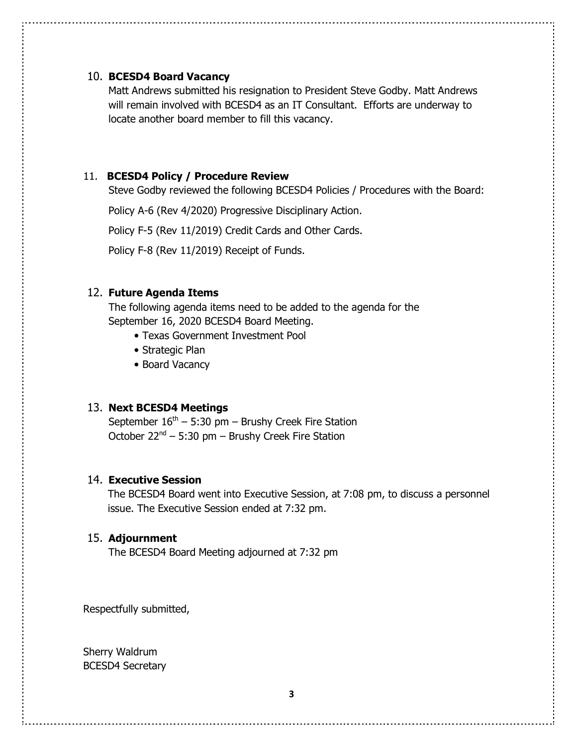10. **BCESD4 Board Vacancy**

    Matt Andrews submitted his resignation to President Steve Godby. Matt Andrews will remain involved with BCESD4 as an IT Consultant. Efforts are underway to locate another board member to fill this vacancy.

11. **BCESD4 Policy / Procedure Review**

    Steve Godby reviewed the following BCESD4 Policies / Procedures with the Board:

    Policy A-6 (Rev 4/2020) Progressive Disciplinary Action.

    Policy F-5 (Rev 11/2019) Credit Cards and Other Cards.

    Policy F-8 (Rev 11/2019) Receipt of Funds.

12. **Future Agenda Items**

    The following agenda items need to be added to the agenda for the September 16, 2020 BCESD4 Board Meeting.

    - Texas Government Investment Pool
    - Strategic Plan
    - Board Vacancy

13. **Next BCESD4 Meetings**

    September 16th – 5:30 pm – Brushy Creek Fire Station
    October 22nd – 5:30 pm – Brushy Creek Fire Station

14. **Executive Session**

    The BCESD4 Board went into Executive Session, at 7:08 pm, to discuss a personnel issue. The Executive Session ended at 7:32 pm.

15. **Adjournment**

    The BCESD4 Board Meeting adjourned at 7:32 pm

Respectfully submitted,

Sherry Waldrum
BCESD4 Secretary